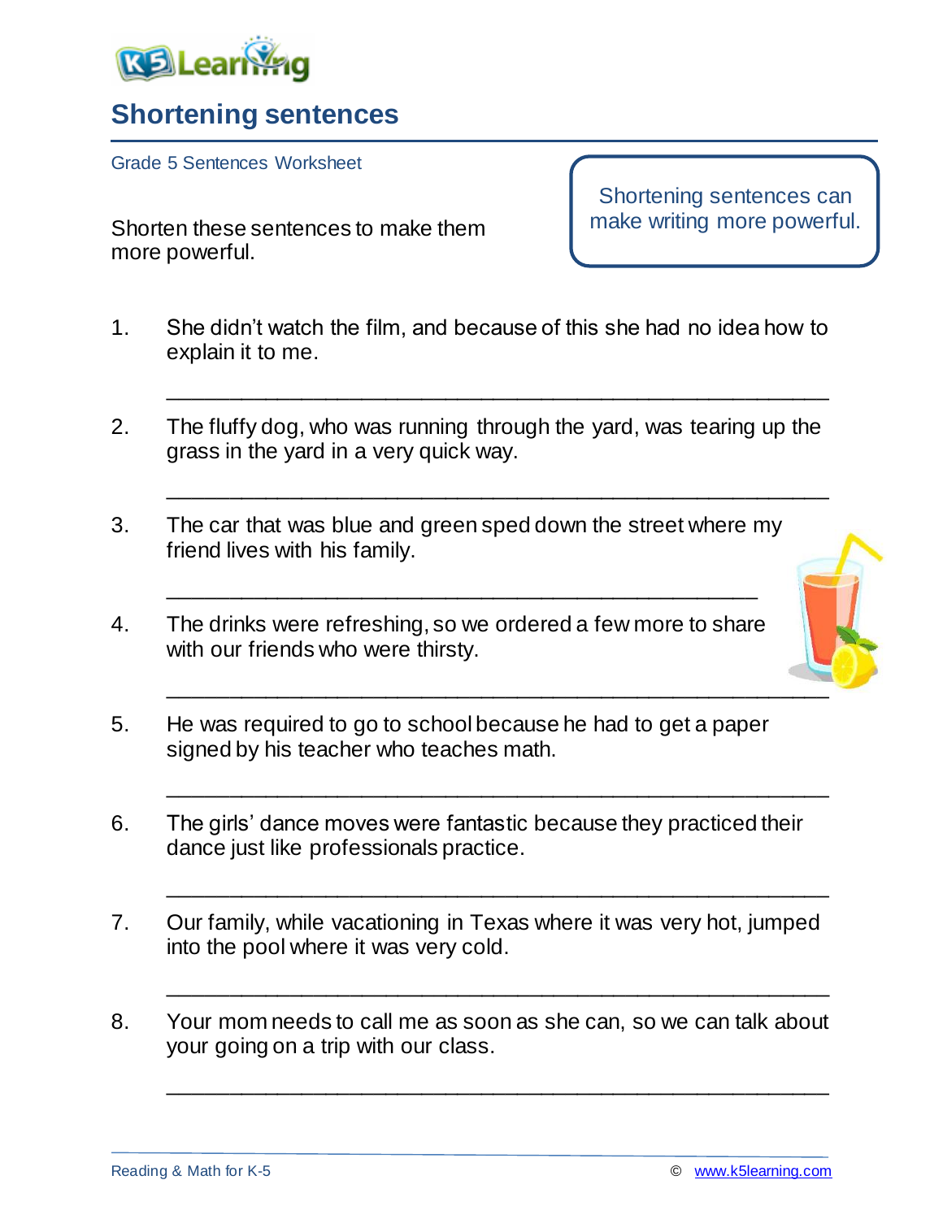# Shortening sentences

Grade 5 Sentences Worksheet

Shorten these sentences to make them more powerful.

> Shortening sentences can make writing more powerful.

1. She didn't watch the film, and because of this she had no idea how to explain it to me.

   ________________________________________________

2. The fluffy dog, who was running through the yard, was tearing up the grass in the yard in a very quick way.

   ________________________________________________

3. The car that was blue and green sped down the street where my friend lives with his family.

   ________________________________________________

4. The drinks were refreshing, so we ordered a few more to share with our friends who were thirsty.

   ________________________________________________

5. He was required to go to school because he had to get a paper signed by his teacher who teaches math.

   ________________________________________________

6. The girls' dance moves were fantastic because they practiced their dance just like professionals practice.

   ________________________________________________

7. Our family, while vacationing in Texas where it was very hot, jumped into the pool where it was very cold.

   ________________________________________________

8. Your mom needs to call me as soon as she can, so we can talk about your going on a trip with our class.

   ________________________________________________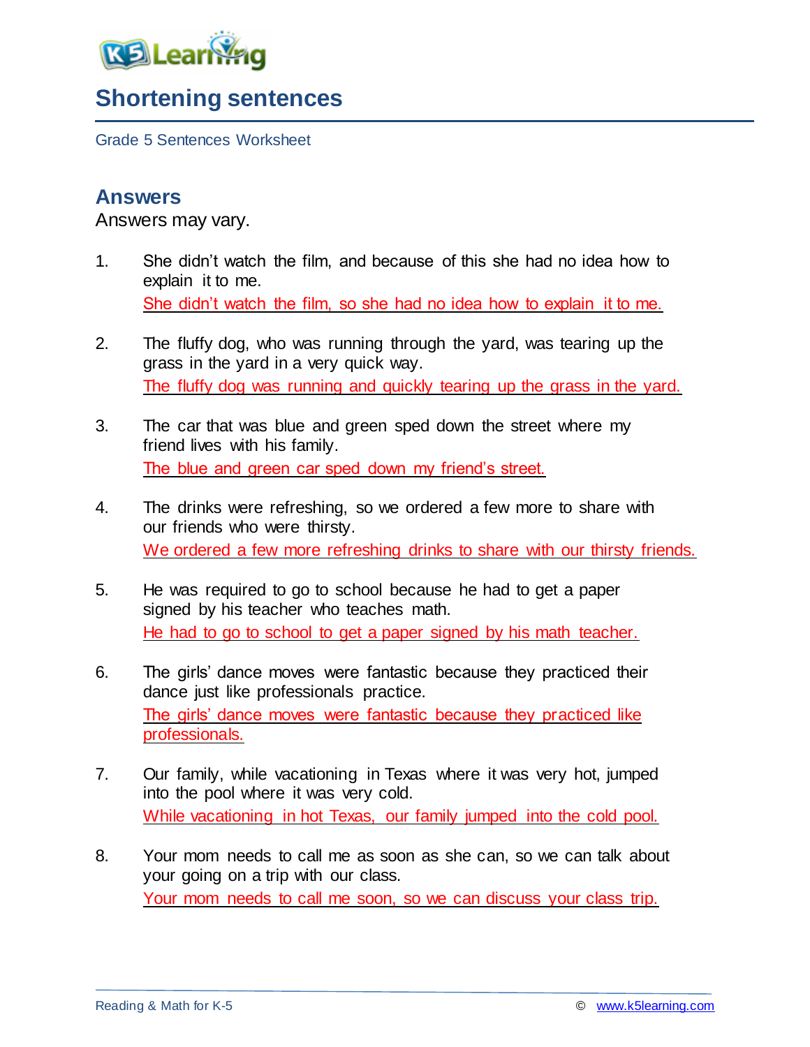# Shortening sentences

Grade 5 Sentences Worksheet

## Answers

Answers may vary.

1. She didn't watch the film, and because of this she had no idea how to explain it to me.
   She didn't watch the film, so she had no idea how to explain it to me.

2. The fluffy dog, who was running through the yard, was tearing up the grass in the yard in a very quick way.
   The fluffy dog was running and quickly tearing up the grass in the yard.

3. The car that was blue and green sped down the street where my friend lives with his family.
   The blue and green car sped down my friend's street.

4. The drinks were refreshing, so we ordered a few more to share with our friends who were thirsty.
   We ordered a few more refreshing drinks to share with our thirsty friends.

5. He was required to go to school because he had to get a paper signed by his teacher who teaches math.
   He had to go to school to get a paper signed by his math teacher.

6. The girls' dance moves were fantastic because they practiced their dance just like professionals practice.
   The girls' dance moves were fantastic because they practiced like professionals.

7. Our family, while vacationing in Texas where it was very hot, jumped into the pool where it was very cold.
   While vacationing in hot Texas, our family jumped into the cold pool.

8. Your mom needs to call me as soon as she can, so we can talk about your going on a trip with our class.
   Your mom needs to call me soon, so we can discuss your class trip.